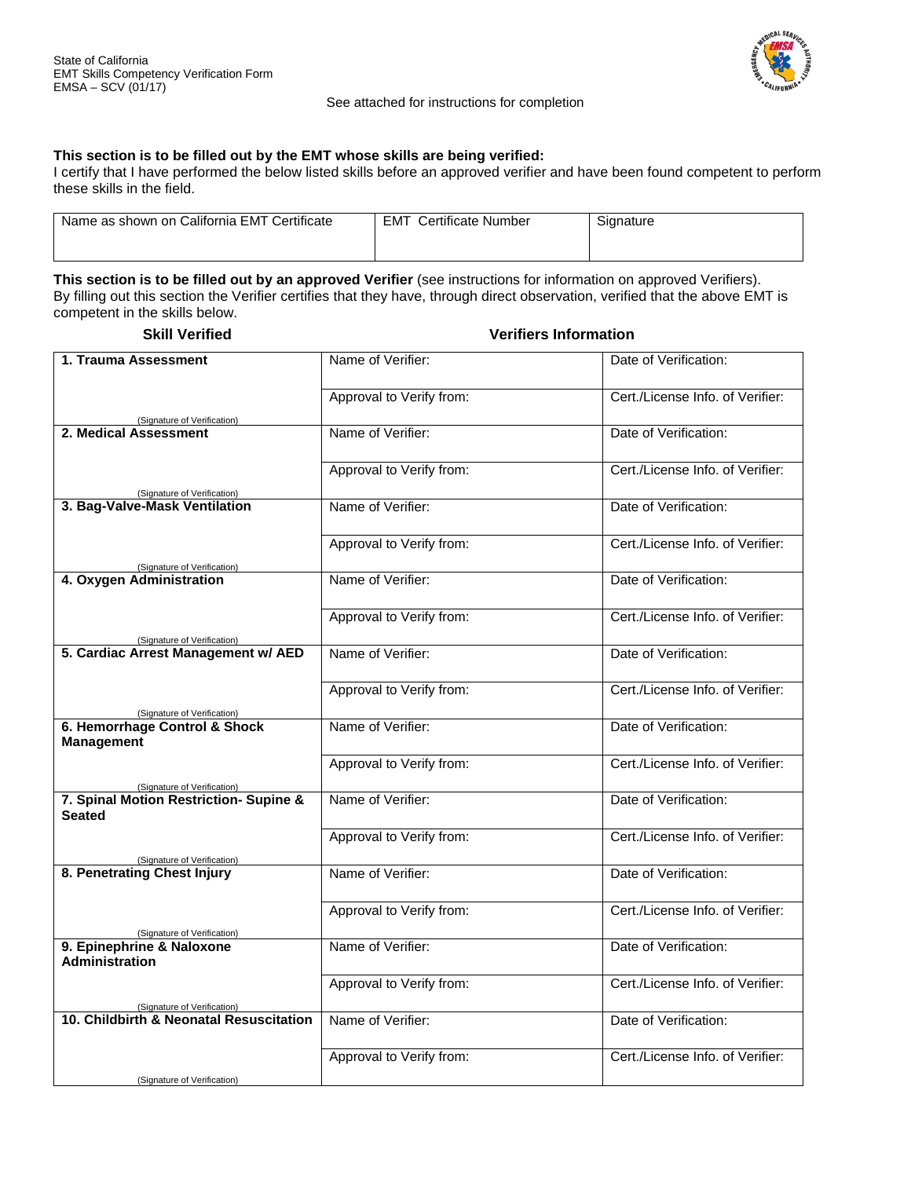State of California
EMT Skills Competency Verification Form
EMSA – SCV (01/17)

See attached for instructions for completion

**This section is to be filled out by the EMT whose skills are being verified:**
I certify that I have performed the below listed skills before an approved verifier and have been found competent to perform these skills in the field.

| Name as shown on California EMT Certificate | EMT Certificate Number | Signature |
|---|---|---|
| | | |

**This section is to be filled out by an approved Verifier** (see instructions for information on approved Verifiers). By filling out this section the Verifier certifies that they have, through direct observation, verified that the above EMT is competent in the skills below.

| Skill Verified | Verifiers Information | |
|---|---|---|
| **1. Trauma Assessment** | Name of Verifier: | Date of Verification: |
| (Signature of Verification) | Approval to Verify from: | Cert./License Info. of Verifier: |
| **2. Medical Assessment** | Name of Verifier: | Date of Verification: |
| (Signature of Verification) | Approval to Verify from: | Cert./License Info. of Verifier: |
| **3. Bag-Valve-Mask Ventilation** | Name of Verifier: | Date of Verification: |
| (Signature of Verification) | Approval to Verify from: | Cert./License Info. of Verifier: |
| **4. Oxygen Administration** | Name of Verifier: | Date of Verification: |
| (Signature of Verification) | Approval to Verify from: | Cert./License Info. of Verifier: |
| **5. Cardiac Arrest Management w/ AED** | Name of Verifier: | Date of Verification: |
| (Signature of Verification) | Approval to Verify from: | Cert./License Info. of Verifier: |
| **6. Hemorrhage Control & Shock Management** | Name of Verifier: | Date of Verification: |
| (Signature of Verification) | Approval to Verify from: | Cert./License Info. of Verifier: |
| **7. Spinal Motion Restriction- Supine & Seated** | Name of Verifier: | Date of Verification: |
| (Signature of Verification) | Approval to Verify from: | Cert./License Info. of Verifier: |
| **8. Penetrating Chest Injury** | Name of Verifier: | Date of Verification: |
| (Signature of Verification) | Approval to Verify from: | Cert./License Info. of Verifier: |
| **9. Epinephrine & Naloxone Administration** | Name of Verifier: | Date of Verification: |
| (Signature of Verification) | Approval to Verify from: | Cert./License Info. of Verifier: |
| **10. Childbirth & Neonatal Resuscitation** | Name of Verifier: | Date of Verification: |
| (Signature of Verification) | Approval to Verify from: | Cert./License Info. of Verifier: |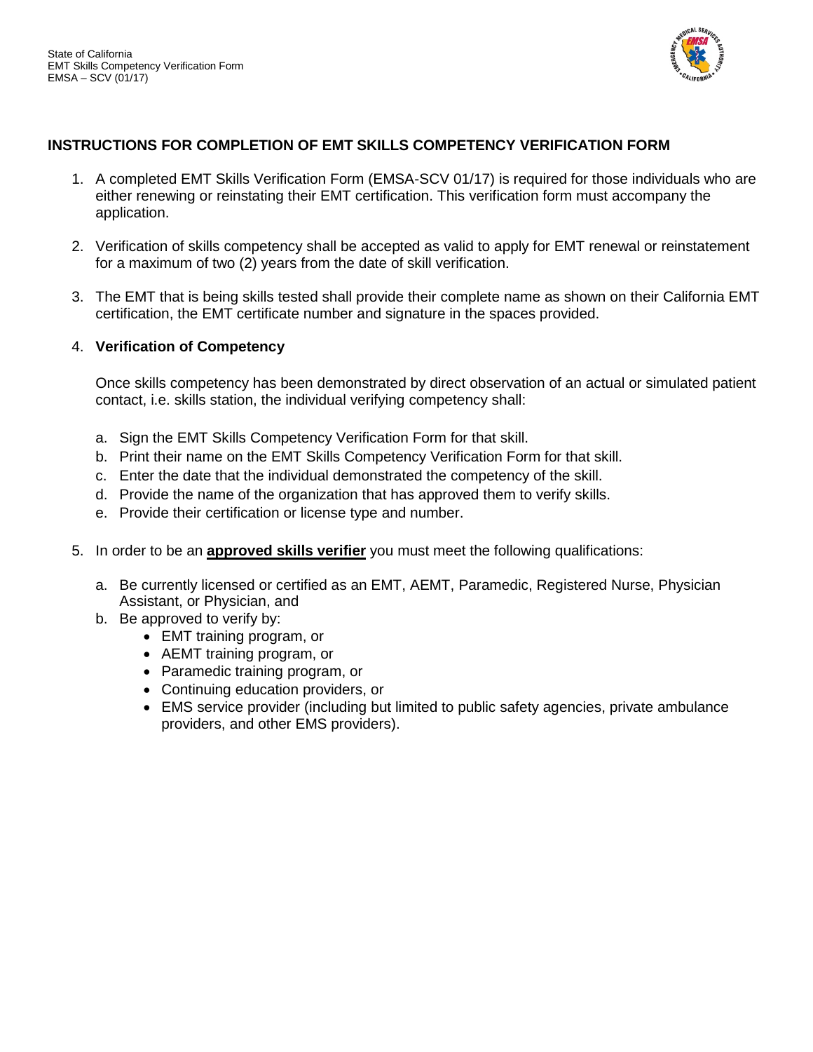## INSTRUCTIONS FOR COMPLETION OF EMT SKILLS COMPETENCY VERIFICATION FORM

1. A completed EMT Skills Verification Form (EMSA-SCV 01/17) is required for those individuals who are either renewing or reinstating their EMT certification. This verification form must accompany the application.

2. Verification of skills competency shall be accepted as valid to apply for EMT renewal or reinstatement for a maximum of two (2) years from the date of skill verification.

3. The EMT that is being skills tested shall provide their complete name as shown on their California EMT certification, the EMT certificate number and signature in the spaces provided.

4. **Verification of Competency**

   Once skills competency has been demonstrated by direct observation of an actual or simulated patient contact, i.e. skills station, the individual verifying competency shall:

   a. Sign the EMT Skills Competency Verification Form for that skill.
   b. Print their name on the EMT Skills Competency Verification Form for that skill.
   c. Enter the date that the individual demonstrated the competency of the skill.
   d. Provide the name of the organization that has approved them to verify skills.
   e. Provide their certification or license type and number.

5. In order to be an **approved skills verifier** you must meet the following qualifications:

   a. Be currently licensed or certified as an EMT, AEMT, Paramedic, Registered Nurse, Physician Assistant, or Physician, and
   b. Be approved to verify by:
      - EMT training program, or
      - AEMT training program, or
      - Paramedic training program, or
      - Continuing education providers, or
      - EMS service provider (including but limited to public safety agencies, private ambulance providers, and other EMS providers).